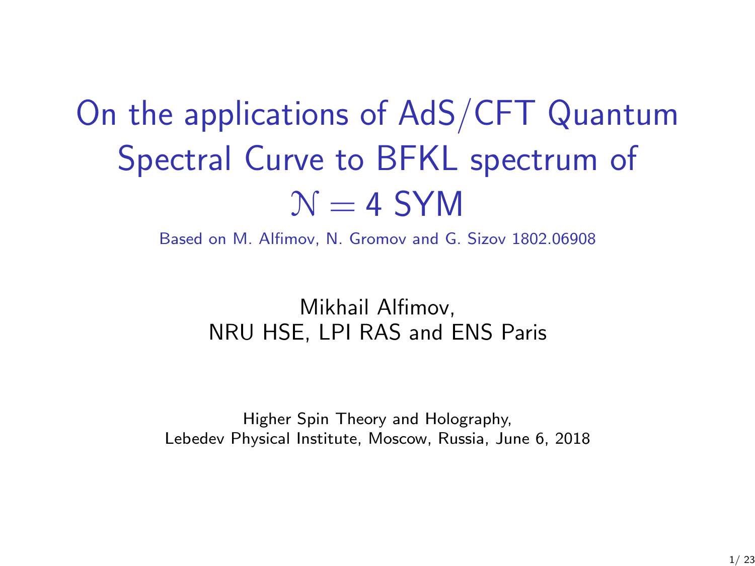# On the applications of AdS/CFT Quantum Spectral Curve to BFKL spectrum of $\mathcal{N} = 4$ SYM

Based on M. Alfimov, N. Gromov and G. Sizov 1802.06908

Mikhail Alfimov,
NRU HSE, LPI RAS and ENS Paris

Higher Spin Theory and Holography,
Lebedev Physical Institute, Moscow, Russia, June 6, 2018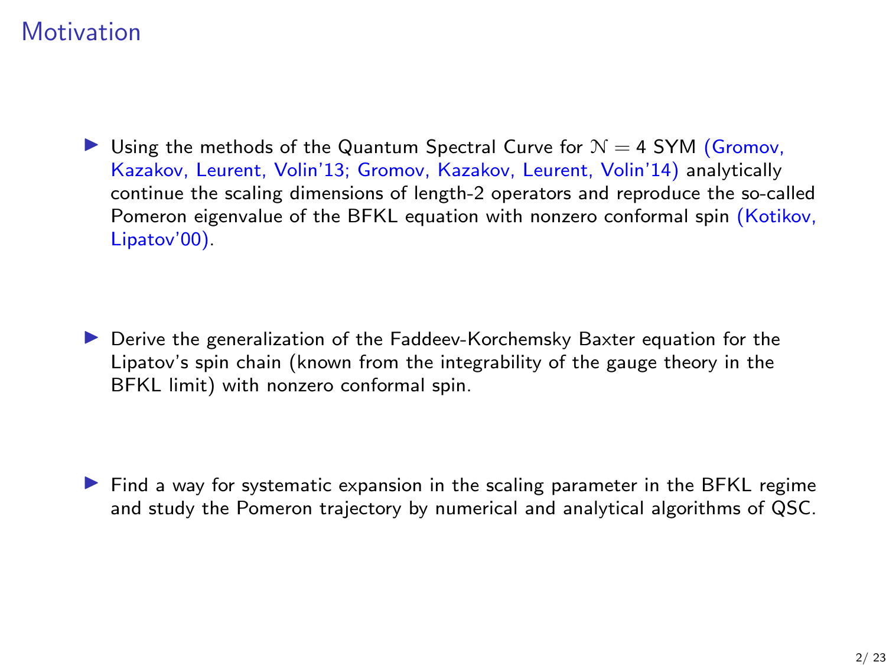# Motivation

- Using the methods of the Quantum Spectral Curve for $\mathcal{N} = 4$ SYM (Gromov, Kazakov, Leurent, Volin'13; Gromov, Kazakov, Leurent, Volin'14) analytically continue the scaling dimensions of length-2 operators and reproduce the so-called Pomeron eigenvalue of the BFKL equation with nonzero conformal spin (Kotikov, Lipatov'00).

- Derive the generalization of the Faddeev-Korchemsky Baxter equation for the Lipatov's spin chain (known from the integrability of the gauge theory in the BFKL limit) with nonzero conformal spin.

- Find a way for systematic expansion in the scaling parameter in the BFKL regime and study the Pomeron trajectory by numerical and analytical algorithms of QSC.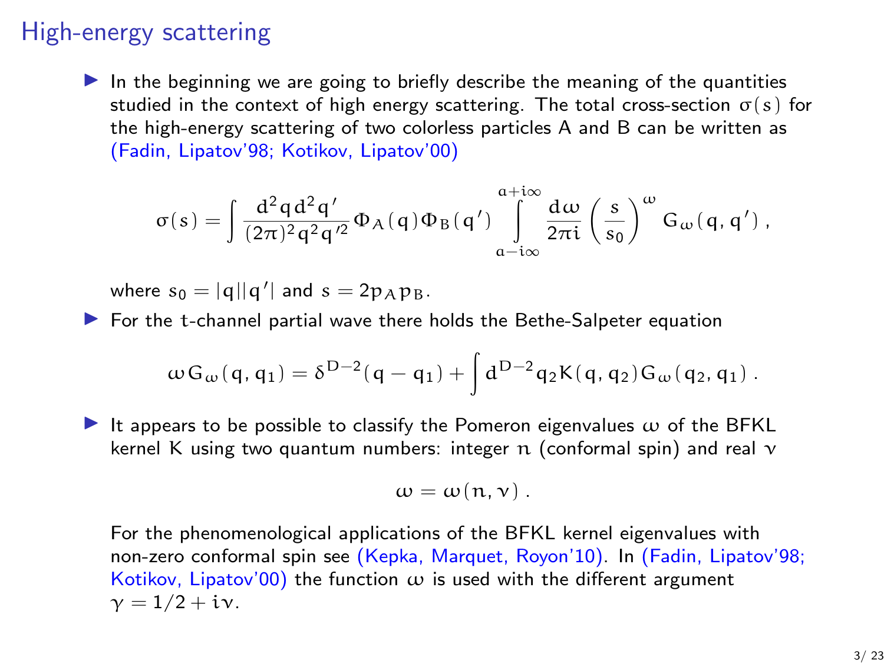# High-energy scattering

- In the beginning we are going to briefly describe the meaning of the quantities studied in the context of high energy scattering. The total cross-section $\sigma(s)$ for the high-energy scattering of two colorless particles A and B can be written as (Fadin, Lipatov'98; Kotikov, Lipatov'00)

$$\sigma(s) = \int \frac{d^2q\, d^2q'}{(2\pi)^2 q^2 q'^2} \Phi_A(q) \Phi_B(q') \int\limits_{a-i\infty}^{a+i\infty} \frac{d\omega}{2\pi i} \left(\frac{s}{s_0}\right)^{\omega} G_\omega(q, q') \,,$$

  where $s_0 = |q||q'|$ and $s = 2p_A p_B$.

- For the t-channel partial wave there holds the Bethe-Salpeter equation

$$\omega G_\omega(q, q_1) = \delta^{D-2}(q - q_1) + \int d^{D-2}q_2 K(q, q_2) G_\omega(q_2, q_1) \,.$$

- It appears to be possible to classify the Pomeron eigenvalues $\omega$ of the BFKL kernel K using two quantum numbers: integer $n$ (conformal spin) and real $\nu$

$$\omega = \omega(n, \nu) \,.$$

  For the phenomenological applications of the BFKL kernel eigenvalues with non-zero conformal spin see (Kepka, Marquet, Royon'10). In (Fadin, Lipatov'98; Kotikov, Lipatov'00) the function $\omega$ is used with the different argument $\gamma = 1/2 + i\nu$.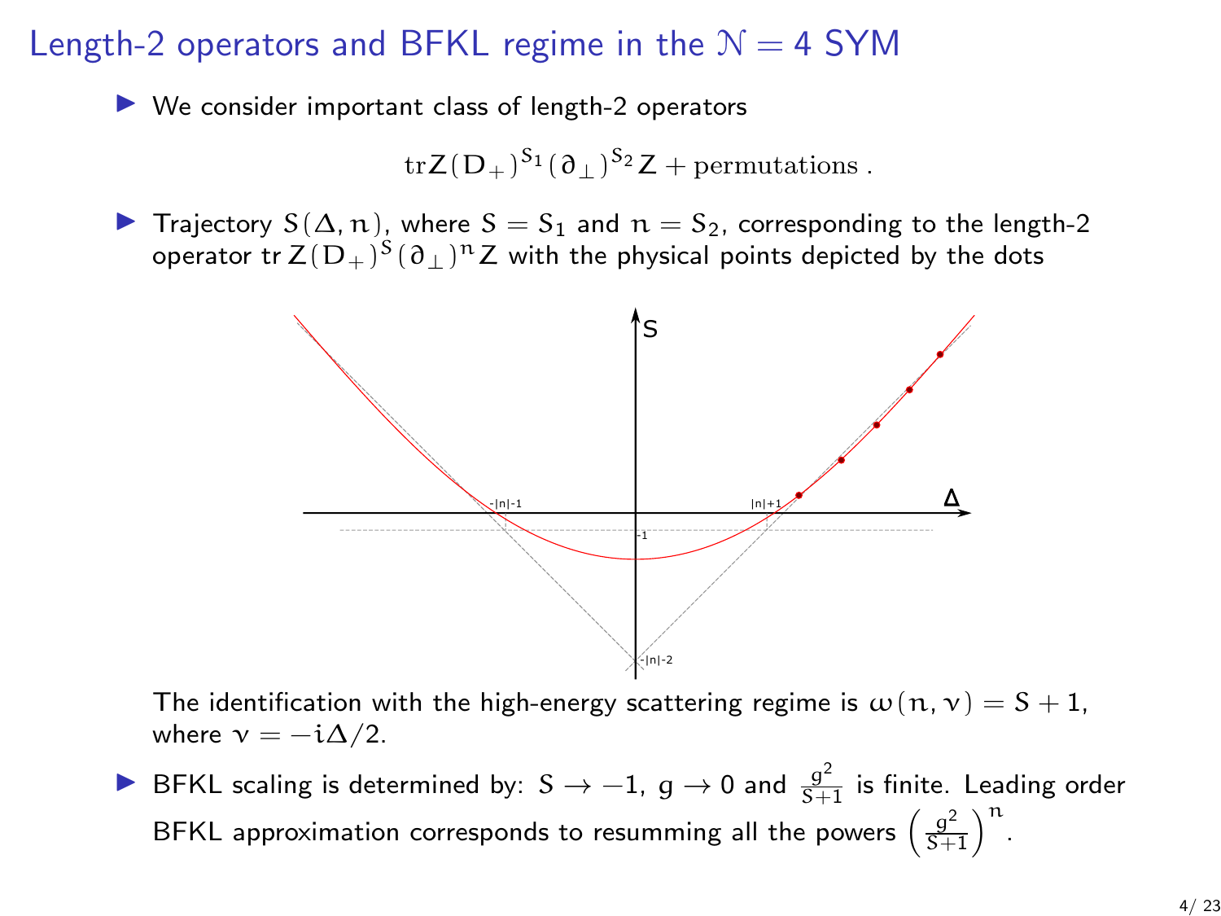## Length-2 operators and BFKL regime in the $\mathcal{N} = 4$ SYM

- We consider important class of length-2 operators

$$\mathrm{tr} Z (D_+)^{S_1} (\partial_\perp)^{S_2} Z + \text{permutations} .$$

- Trajectory $S(\Delta, n)$, where $S = S_1$ and $n = S_2$, corresponding to the length-2 operator $\mathrm{tr}\, Z (D_+)^S (\partial_\perp)^n Z$ with the physical points depicted by the dots

The identification with the high-energy scattering regime is $\omega(n, \nu) = S + 1$, where $\nu = -i\Delta/2$.

- BFKL scaling is determined by: $S \to -1$, $g \to 0$ and $\frac{g^2}{S+1}$ is finite. Leading order BFKL approximation corresponds to resumming all the powers $\left(\frac{g^2}{S+1}\right)^n$.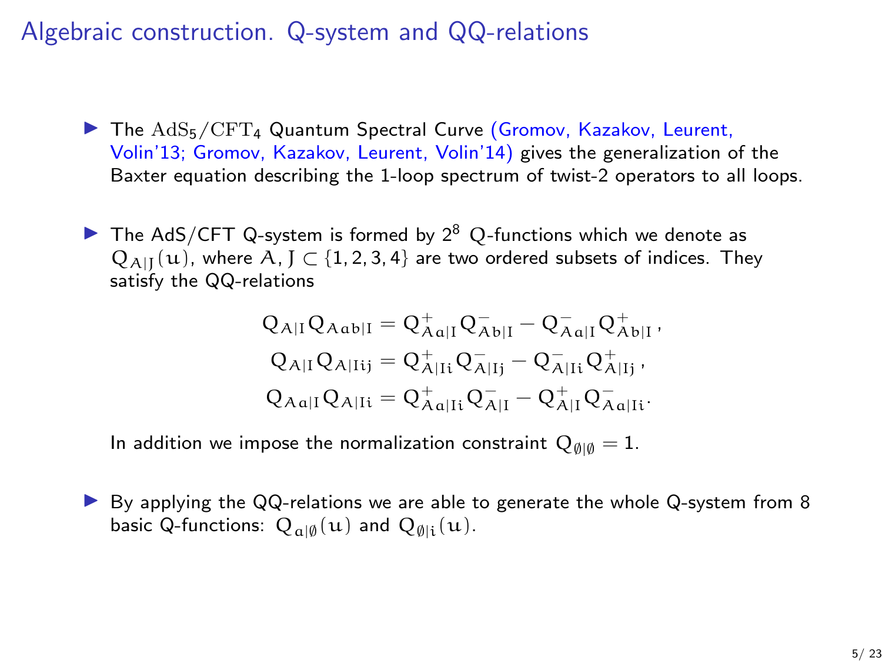## Algebraic construction. Q-system and QQ-relations

- The $\mathrm{AdS}_5/\mathrm{CFT}_4$ Quantum Spectral Curve (Gromov, Kazakov, Leurent, Volin'13; Gromov, Kazakov, Leurent, Volin'14) gives the generalization of the Baxter equation describing the 1-loop spectrum of twist-2 operators to all loops.

- The AdS/CFT Q-system is formed by $2^8$ Q-functions which we denote as $Q_{A|J}(u)$, where $A, J \subset \{1,2,3,4\}$ are two ordered subsets of indices. They satisfy the QQ-relations

$$
\begin{aligned}
Q_{A|I} Q_{Aab|I} &= Q^{+}_{Aa|I} Q^{-}_{Ab|I} - Q^{-}_{Aa|I} Q^{+}_{Ab|I}\,, \\
Q_{A|I} Q_{A|Iij} &= Q^{+}_{A|Ii} Q^{-}_{A|Ij} - Q^{-}_{A|Ii} Q^{+}_{A|Ij}\,, \\
Q_{Aa|I} Q_{A|Ii} &= Q^{+}_{Aa|Ii} Q^{-}_{A|I} - Q^{+}_{A|I} Q^{-}_{Aa|Ii}.
\end{aligned}
$$

  In addition we impose the normalization constraint $Q_{\emptyset|\emptyset} = 1$.

- By applying the QQ-relations we are able to generate the whole Q-system from 8 basic Q-functions: $Q_{a|\emptyset}(u)$ and $Q_{\emptyset|i}(u)$.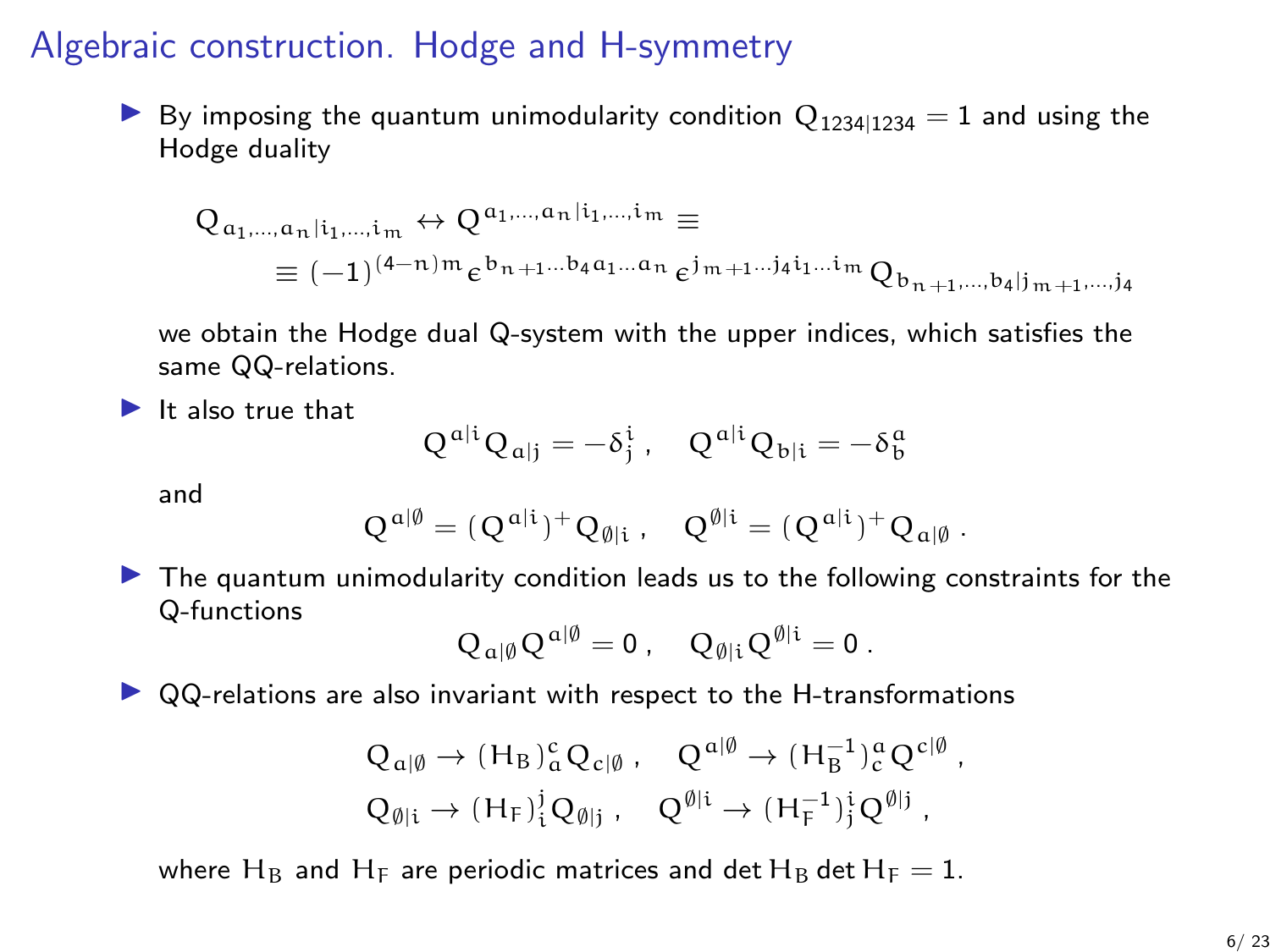## Algebraic construction. Hodge and H-symmetry

- By imposing the quantum unimodularity condition $Q_{1234|1234} = 1$ and using the Hodge duality

$$Q_{a_1,\ldots,a_n|i_1,\ldots,i_m} \leftrightarrow Q^{a_1,\ldots,a_n|i_1,\ldots,i_m} \equiv$$
$$\equiv (-1)^{(4-n)m} \epsilon^{b_{n+1}\ldots b_4 a_1 \ldots a_n} \epsilon^{j_{m+1}\ldots j_4 i_1 \ldots i_m} Q_{b_{n+1},\ldots,b_4|j_{m+1},\ldots,j_4}$$

  we obtain the Hodge dual Q-system with the upper indices, which satisfies the same QQ-relations.

- It also true that

$$Q^{a|i} Q_{a|j} = -\delta^i_j \,, \quad Q^{a|i} Q_{b|i} = -\delta^a_b$$

  and

$$Q^{a|\emptyset} = (Q^{a|i})^+ Q_{\emptyset|i} \,, \quad Q^{\emptyset|i} = (Q^{a|i})^+ Q_{a|\emptyset} \,.$$

- The quantum unimodularity condition leads us to the following constraints for the Q-functions

$$Q_{a|\emptyset} Q^{a|\emptyset} = 0 \,, \quad Q_{\emptyset|i} Q^{\emptyset|i} = 0 \,.$$

- QQ-relations are also invariant with respect to the H-transformations

$$Q_{a|\emptyset} \to (H_B)^c_a Q_{c|\emptyset} \,, \quad Q^{a|\emptyset} \to (H_B^{-1})^a_c Q^{c|\emptyset} \,,$$
$$Q_{\emptyset|i} \to (H_F)^j_i Q_{\emptyset|j} \,, \quad Q^{\emptyset|i} \to (H_F^{-1})^i_j Q^{\emptyset|j} \,,$$

  where $H_B$ and $H_F$ are periodic matrices and $\det H_B \det H_F = 1$.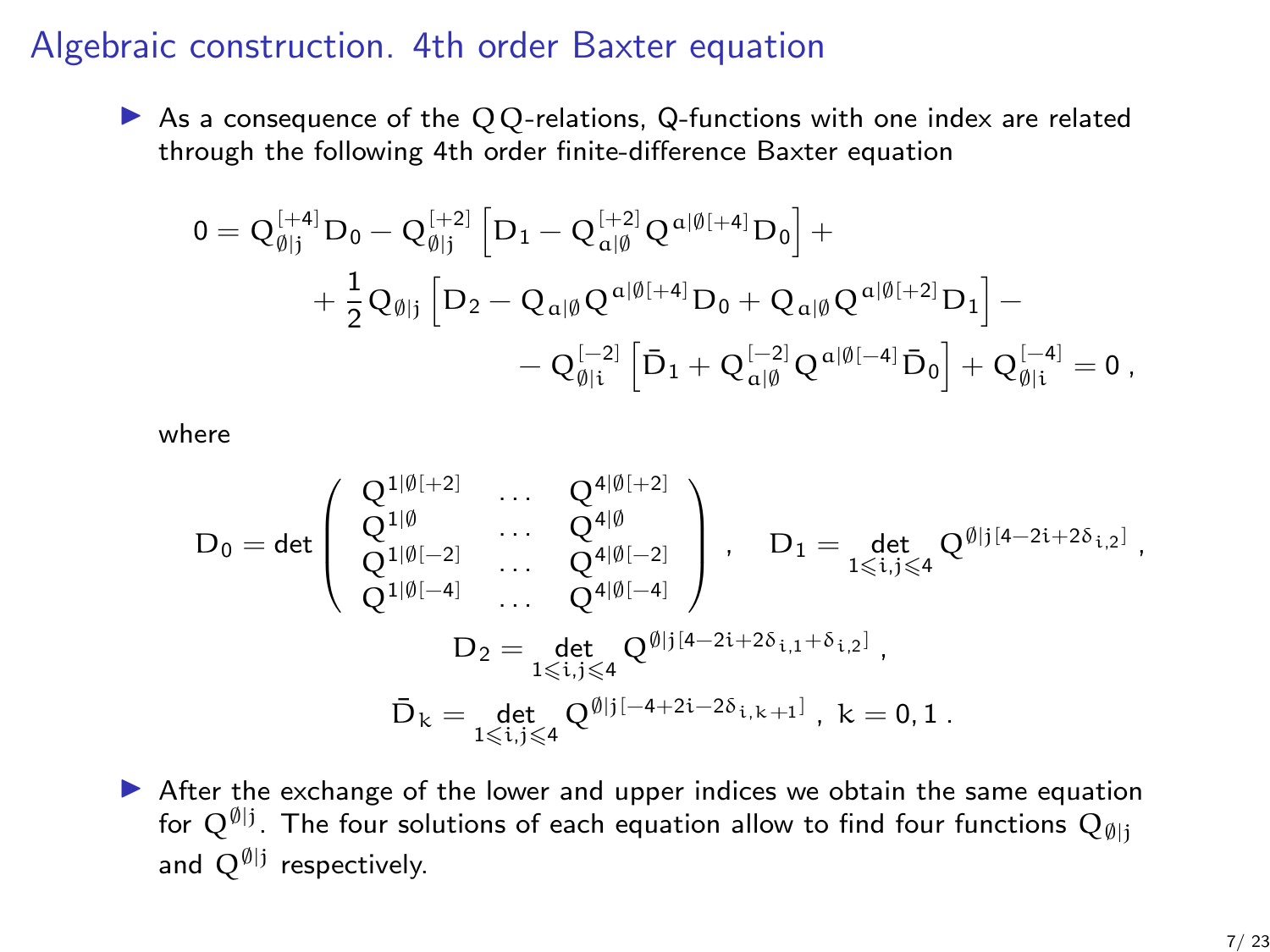## Algebraic construction. 4th order Baxter equation

- As a consequence of the $\mathrm{Q}\mathrm{Q}$-relations, Q-functions with one index are related through the following 4th order finite-difference Baxter equation

$$
\begin{aligned}
0 = \mathrm{Q}_{\emptyset|j}^{[+4]}\mathrm{D}_0 - \mathrm{Q}_{\emptyset|j}^{[+2]}\left[\mathrm{D}_1 - \mathrm{Q}_{a|\emptyset}^{[+2]}\mathrm{Q}^{a|\emptyset[+4]}\mathrm{D}_0\right] + \\
+ \frac{1}{2}\mathrm{Q}_{\emptyset|j}\left[\mathrm{D}_2 - \mathrm{Q}_{a|\emptyset}\mathrm{Q}^{a|\emptyset[+4]}\mathrm{D}_0 + \mathrm{Q}_{a|\emptyset}\mathrm{Q}^{a|\emptyset[+2]}\mathrm{D}_1\right] - \\
- \mathrm{Q}_{\emptyset|i}^{[-2]}\left[\bar{\mathrm{D}}_1 + \mathrm{Q}_{a|\emptyset}^{[-2]}\mathrm{Q}^{a|\emptyset[-4]}\bar{\mathrm{D}}_0\right] + \mathrm{Q}_{\emptyset|i}^{[-4]} = 0\,,
\end{aligned}
$$

where

$$
\mathrm{D}_0 = \det\begin{pmatrix}
\mathrm{Q}^{1|\emptyset[+2]} & \dots & \mathrm{Q}^{4|\emptyset[+2]} \\
\mathrm{Q}^{1|\emptyset} & \dots & \mathrm{Q}^{4|\emptyset} \\
\mathrm{Q}^{1|\emptyset[-2]} & \dots & \mathrm{Q}^{4|\emptyset[-2]} \\
\mathrm{Q}^{1|\emptyset[-4]} & \dots & \mathrm{Q}^{4|\emptyset[-4]}
\end{pmatrix}, \quad \mathrm{D}_1 = \det_{1\leqslant i,j\leqslant 4}\mathrm{Q}^{\emptyset|j[4-2i+2\delta_{i,2}]}\,,
$$

$$
\mathrm{D}_2 = \det_{1\leqslant i,j\leqslant 4}\mathrm{Q}^{\emptyset|j[4-2i+2\delta_{i,1}+\delta_{i,2}]}\,,
$$

$$
\bar{\mathrm{D}}_k = \det_{1\leqslant i,j\leqslant 4}\mathrm{Q}^{\emptyset|j[-4+2i-2\delta_{i,k+1}]}\,,\ k = 0,1\,.
$$

- After the exchange of the lower and upper indices we obtain the same equation for $\mathrm{Q}^{\emptyset|j}$. The four solutions of each equation allow to find four functions $\mathrm{Q}_{\emptyset|j}$ and $\mathrm{Q}^{\emptyset|j}$ respectively.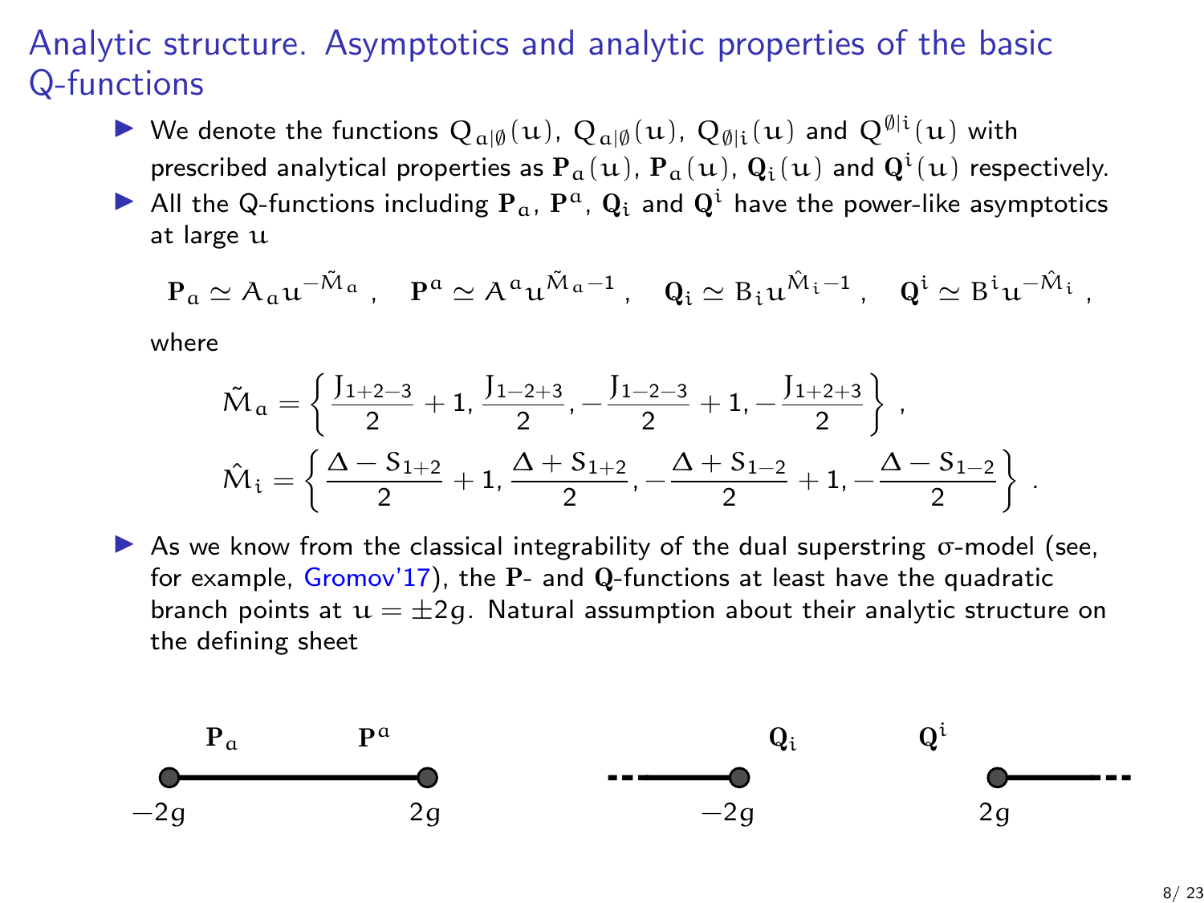# Analytic structure. Asymptotics and analytic properties of the basic Q-functions

- We denote the functions $Q_{a|\emptyset}(u)$, $Q_{a|\emptyset}(u)$, $Q_{\emptyset|i}(u)$ and $Q^{\emptyset|i}(u)$ with prescribed analytical properties as $\mathbf{P}_a(u)$, $\mathbf{P}_a(u)$, $\mathbf{Q}_i(u)$ and $\mathbf{Q}^i(u)$ respectively.
- All the Q-functions including $\mathbf{P}_a$, $\mathbf{P}^a$, $\mathbf{Q}_i$ and $\mathbf{Q}^i$ have the power-like asymptotics at large $u$

$$\mathbf{P}_a \simeq A_a u^{-\tilde{M}_a}\,, \quad \mathbf{P}^a \simeq A^a u^{\tilde{M}_a - 1}\,, \quad \mathbf{Q}_i \simeq B_i u^{\hat{M}_i - 1}\,, \quad \mathbf{Q}^i \simeq B^i u^{-\hat{M}_i}\,,$$

  where

$$\tilde{M}_a = \left\{ \frac{J_{1+2-3}}{2} + 1, \frac{J_{1-2+3}}{2}, -\frac{J_{1-2-3}}{2} + 1, -\frac{J_{1+2+3}}{2} \right\}\,,$$

$$\hat{M}_i = \left\{ \frac{\Delta - S_{1+2}}{2} + 1, \frac{\Delta + S_{1+2}}{2}, -\frac{\Delta + S_{1-2}}{2} + 1, -\frac{\Delta - S_{1-2}}{2} \right\}\,.$$

- As we know from the classical integrability of the dual superstring $\sigma$-model (see, for example, Gromov'17), the $\mathbf{P}$- and $\mathbf{Q}$-functions at least have the quadratic branch points at $u = \pm 2g$. Natural assumption about their analytic structure on the defining sheet

$\mathbf{P}_a$ $\mathbf{P}^a$: cut from $-2g$ to $2g$

$\mathbf{Q}_i$: cut from $-\infty$ to $-2g$; $\mathbf{Q}^i$: cut from $2g$ to $+\infty$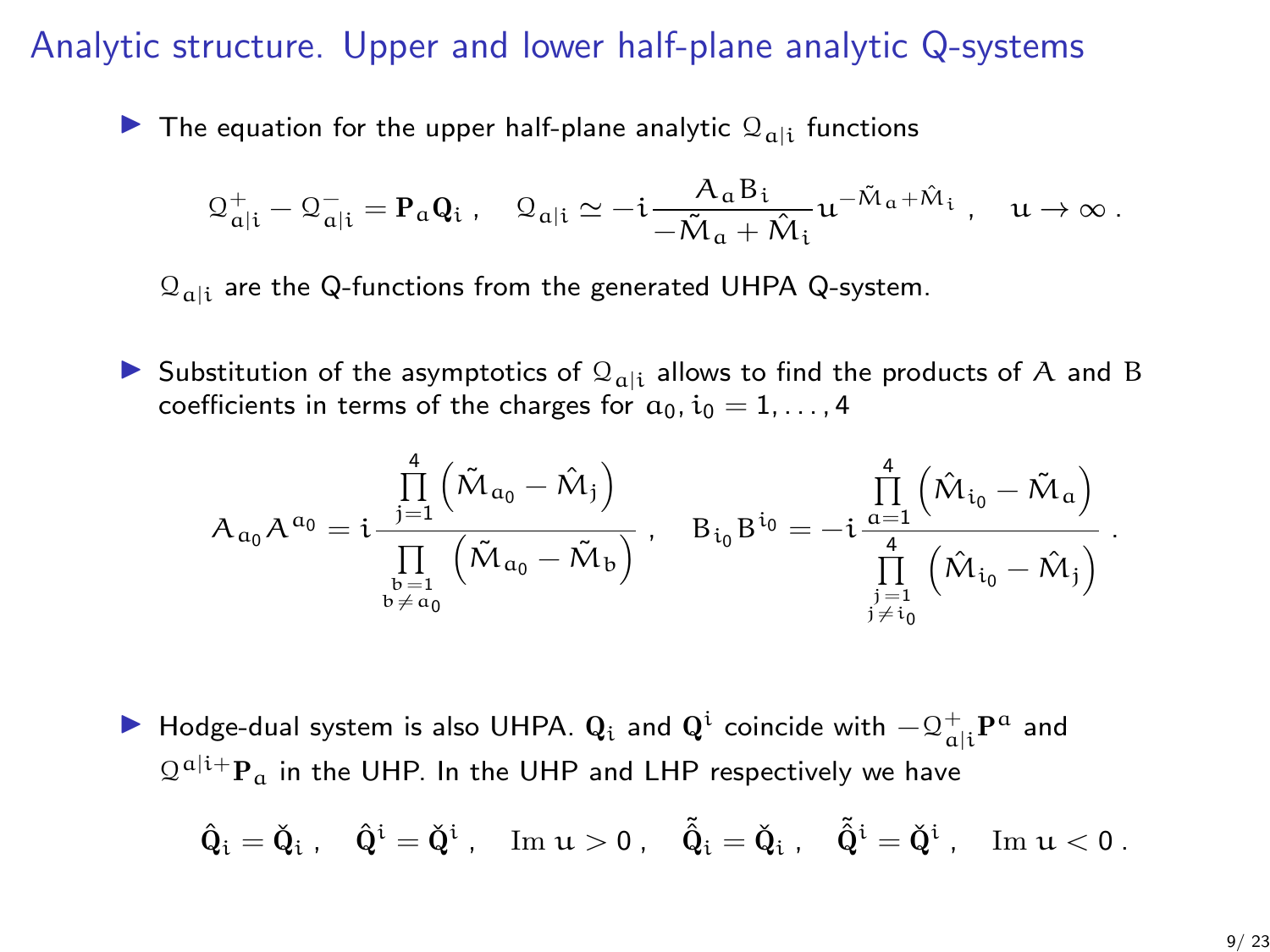# Analytic structure. Upper and lower half-plane analytic Q-systems

- The equation for the upper half-plane analytic $\mathcal{Q}_{a|i}$ functions

$$\mathcal{Q}^{+}_{a|i} - \mathcal{Q}^{-}_{a|i} = \mathbf{P}_a \mathbf{Q}_i \ , \quad \mathcal{Q}_{a|i} \simeq -i \frac{A_a B_i}{-\tilde{M}_a + \hat{M}_i} u^{-\tilde{M}_a + \hat{M}_i} \ , \quad u \to \infty \ .$$

  $\mathcal{Q}_{a|i}$ are the Q-functions from the generated UHPA Q-system.

- Substitution of the asymptotics of $\mathcal{Q}_{a|i}$ allows to find the products of $A$ and $B$ coefficients in terms of the charges for $a_0, i_0 = 1, \ldots, 4$

$$A_{a_0} A^{a_0} = i \frac{\prod\limits_{j=1}^{4} \left( \tilde{M}_{a_0} - \hat{M}_j \right)}{\prod\limits_{\substack{b=1 \\ b \neq a_0}} \left( \tilde{M}_{a_0} - \tilde{M}_b \right)} \ , \quad B_{i_0} B^{i_0} = -i \frac{\prod\limits_{a=1}^{4} \left( \hat{M}_{i_0} - \tilde{M}_a \right)}{\prod\limits_{\substack{j=1 \\ j \neq i_0}}^{4} \left( \hat{M}_{i_0} - \hat{M}_j \right)} \ .$$

- Hodge-dual system is also UHPA. $\mathbf{Q}_i$ and $\mathbf{Q}^i$ coincide with $-\mathcal{Q}^{+}_{a|i} \mathbf{P}^a$ and $\mathcal{Q}^{a|i+} \mathbf{P}_a$ in the UHP. In the UHP and LHP respectively we have

$$\hat{\mathbf{Q}}_i = \check{\mathbf{Q}}_i \ , \quad \hat{\mathbf{Q}}^i = \check{\mathbf{Q}}^i \ , \quad \mathrm{Im}\, u > 0 \ , \quad \tilde{\hat{\mathbf{Q}}}_i = \check{\mathbf{Q}}_i \ , \quad \tilde{\hat{\mathbf{Q}}}^i = \check{\mathbf{Q}}^i \ , \quad \mathrm{Im}\, u < 0 \ .$$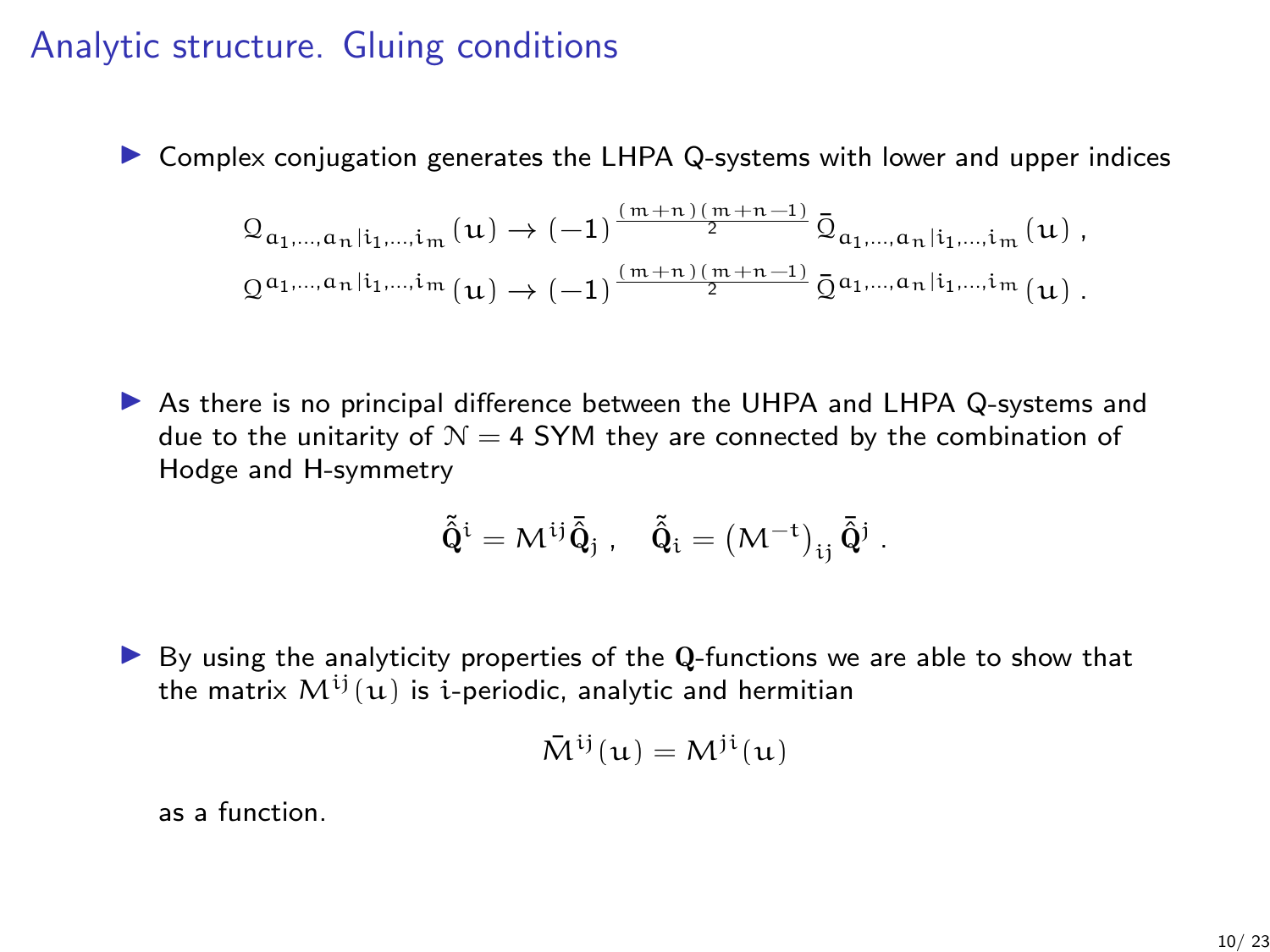# Analytic structure. Gluing conditions

- Complex conjugation generates the LHPA Q-systems with lower and upper indices

$$\mathcal{Q}_{a_1,\ldots,a_n|i_1,\ldots,i_m}(u) \to (-1)^{\frac{(m+n)(m+n-1)}{2}}\,\bar{\mathcal{Q}}_{a_1,\ldots,a_n|i_1,\ldots,i_m}(u)\,,$$
$$\mathcal{Q}^{a_1,\ldots,a_n|i_1,\ldots,i_m}(u) \to (-1)^{\frac{(m+n)(m+n-1)}{2}}\,\bar{\mathcal{Q}}^{a_1,\ldots,a_n|i_1,\ldots,i_m}(u)\,.$$

- As there is no principal difference between the UHPA and LHPA Q-systems and due to the unitarity of $\mathcal{N}=4$ SYM they are connected by the combination of Hodge and H-symmetry

$$\tilde{\bar{\mathbf{Q}}}^i = M^{ij}\bar{\mathbf{Q}}_j\,, \quad \tilde{\bar{\mathbf{Q}}}_i = \left(M^{-t}\right)_{ij}\bar{\mathbf{Q}}^j\,.$$

- By using the analyticity properties of the $\mathbf{Q}$-functions we are able to show that the matrix $M^{ij}(u)$ is $i$-periodic, analytic and hermitian

$$\bar{M}^{ij}(u) = M^{ji}(u)$$

as a function.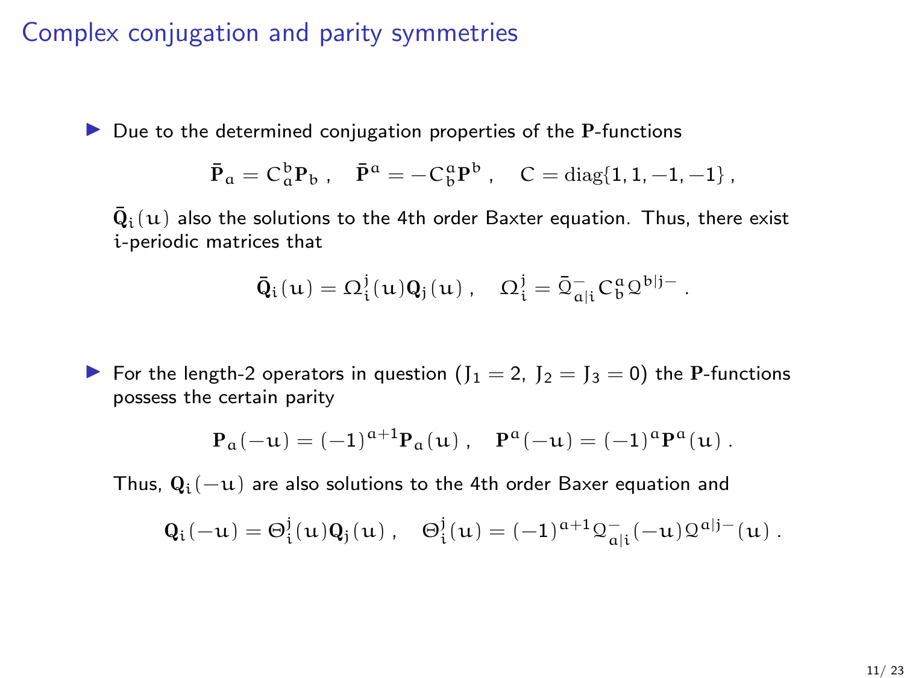# Complex conjugation and parity symmetries

- Due to the determined conjugation properties of the $\mathbf{P}$-functions

$$\bar{\mathbf{P}}_a = C_a^b \mathbf{P}_b \ , \quad \bar{\mathbf{P}}^a = -C_b^a \mathbf{P}^b \ , \quad C = \mathrm{diag}\{1, 1, -1, -1\} \ ,$$

  $\bar{\mathbf{Q}}_i(u)$ also the solutions to the 4th order Baxter equation. Thus, there exist $i$-periodic matrices that

$$\bar{\mathbf{Q}}_i(u) = \Omega_i^j(u) \mathbf{Q}_j(u) \ , \quad \Omega_i^j = \bar{\mathcal{Q}}_{a|i}^- C_b^a \mathcal{Q}^{b|j-} \ .$$

- For the length-2 operators in question ($J_1 = 2$, $J_2 = J_3 = 0$) the $\mathbf{P}$-functions possess the certain parity

$$\mathbf{P}_a(-u) = (-1)^{a+1} \mathbf{P}_a(u) \ , \quad \mathbf{P}^a(-u) = (-1)^a \mathbf{P}^a(u) \ .$$

  Thus, $\mathbf{Q}_i(-u)$ are also solutions to the 4th order Baxer equation and

$$\mathbf{Q}_i(-u) = \Theta_i^j(u) \mathbf{Q}_j(u) \ , \quad \Theta_i^j(u) = (-1)^{a+1} \mathcal{Q}_{a|i}^-(-u) \mathcal{Q}^{a|j-}(u) \ .$$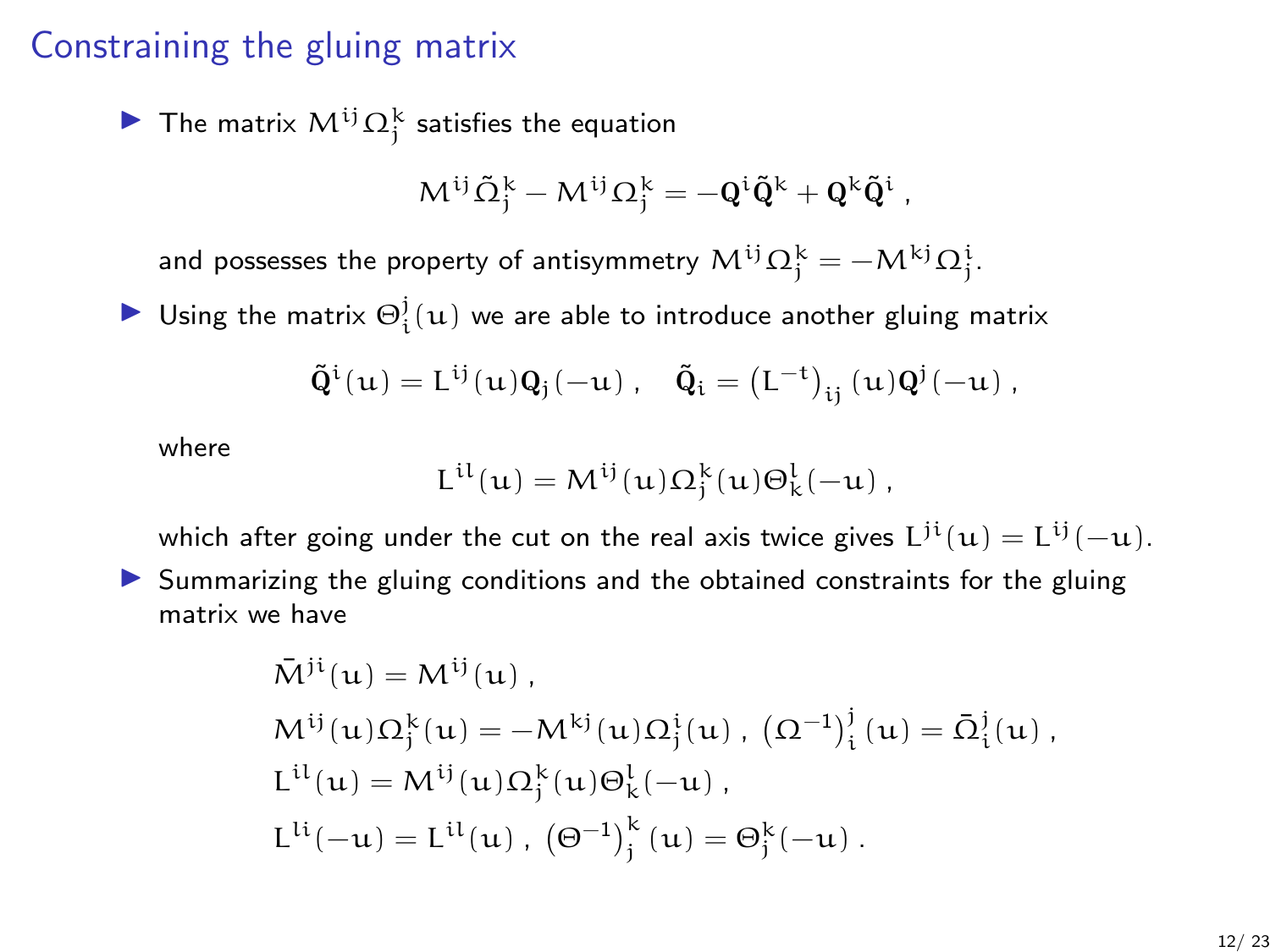# Constraining the gluing matrix

- The matrix $M^{ij}\Omega_j^k$ satisfies the equation

$$M^{ij}\tilde{\Omega}_j^k - M^{ij}\Omega_j^k = -\mathbf{Q}^i\tilde{\mathbf{Q}}^k + \mathbf{Q}^k\tilde{\mathbf{Q}}^i \,,$$

  and possesses the property of antisymmetry $M^{ij}\Omega_j^k = -M^{kj}\Omega_j^i$.

- Using the matrix $\Theta_i^j(u)$ we are able to introduce another gluing matrix

$$\tilde{\mathbf{Q}}^i(u) = L^{ij}(u)\mathbf{Q}_j(-u) \,, \quad \tilde{\mathbf{Q}}_i = \left(L^{-t}\right)_{ij}(u)\mathbf{Q}^j(-u) \,,$$

  where

$$L^{il}(u) = M^{ij}(u)\Omega_j^k(u)\Theta_k^l(-u) \,,$$

  which after going under the cut on the real axis twice gives $L^{ji}(u) = L^{ij}(-u)$.

- Summarizing the gluing conditions and the obtained constraints for the gluing matrix we have

$$\begin{aligned}
&\bar{M}^{ji}(u) = M^{ij}(u) \,, \\
&M^{ij}(u)\Omega_j^k(u) = -M^{kj}(u)\Omega_j^i(u) \,, \ \left(\Omega^{-1}\right)_i^j(u) = \bar{\Omega}_i^j(u) \,, \\
&L^{il}(u) = M^{ij}(u)\Omega_j^k(u)\Theta_k^l(-u) \,, \\
&L^{li}(-u) = L^{il}(u) \,, \ \left(\Theta^{-1}\right)_j^k(u) = \Theta_j^k(-u) \,.
\end{aligned}$$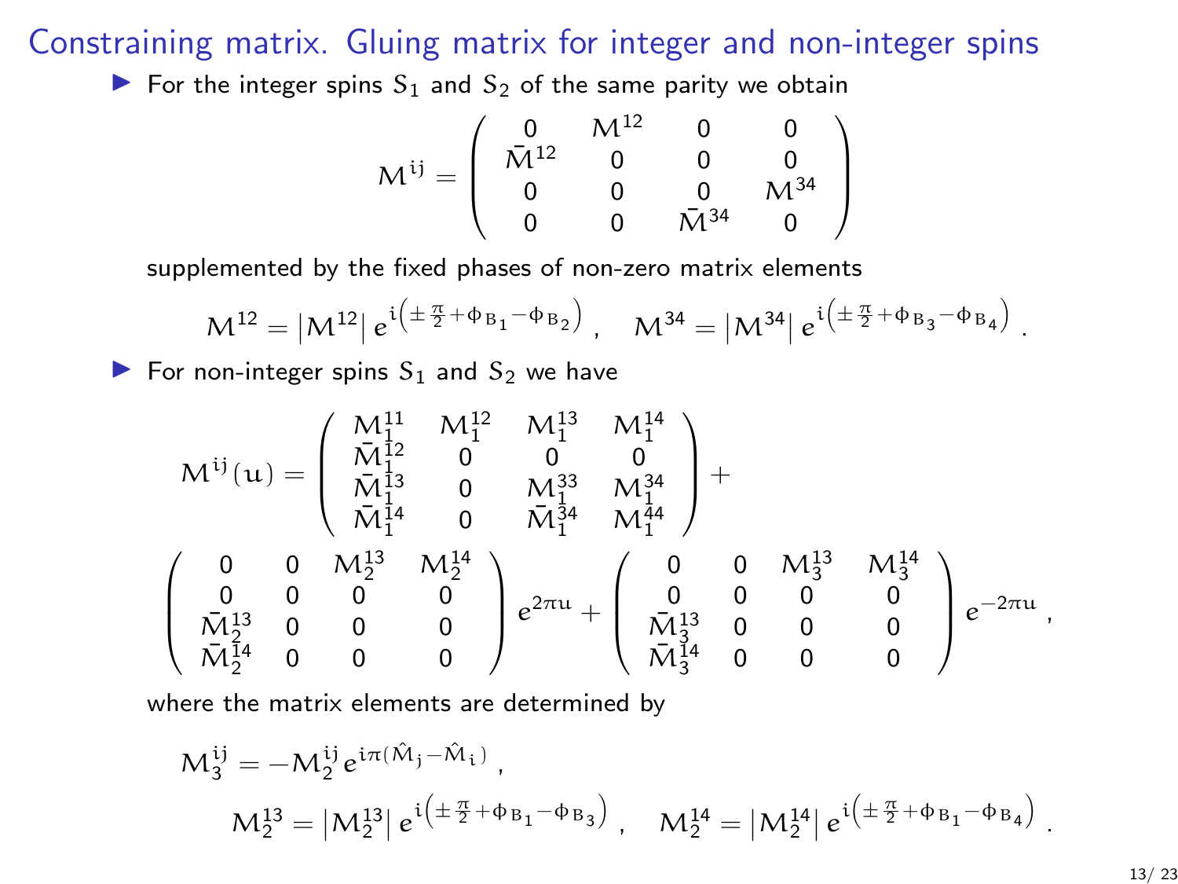## Constraining matrix. Gluing matrix for integer and non-integer spins

- For the integer spins $S_1$ and $S_2$ of the same parity we obtain

$$M^{ij} = \begin{pmatrix} 0 & M^{12} & 0 & 0 \\ \bar{M}^{12} & 0 & 0 & 0 \\ 0 & 0 & 0 & M^{34} \\ 0 & 0 & \bar{M}^{34} & 0 \end{pmatrix}$$

supplemented by the fixed phases of non-zero matrix elements

$$M^{12} = \left|M^{12}\right| e^{i\left(\pm\frac{\pi}{2} + \phi_{B_1} - \phi_{B_2}\right)}, \quad M^{34} = \left|M^{34}\right| e^{i\left(\pm\frac{\pi}{2} + \phi_{B_3} - \phi_{B_4}\right)}.$$

- For non-integer spins $S_1$ and $S_2$ we have

$$M^{ij}(u) = \begin{pmatrix} M_1^{11} & M_1^{12} & M_1^{13} & M_1^{14} \\ \bar{M}_1^{12} & 0 & 0 & 0 \\ \bar{M}_1^{13} & 0 & M_1^{33} & M_1^{34} \\ \bar{M}_1^{14} & 0 & \bar{M}_1^{34} & M_1^{44} \end{pmatrix} +$$

$$\begin{pmatrix} 0 & 0 & M_2^{13} & M_2^{14} \\ 0 & 0 & 0 & 0 \\ \bar{M}_2^{13} & 0 & 0 & 0 \\ \bar{M}_2^{14} & 0 & 0 & 0 \end{pmatrix} e^{2\pi u} + \begin{pmatrix} 0 & 0 & M_3^{13} & M_3^{14} \\ 0 & 0 & 0 & 0 \\ \bar{M}_3^{13} & 0 & 0 & 0 \\ \bar{M}_3^{14} & 0 & 0 & 0 \end{pmatrix} e^{-2\pi u},$$

where the matrix elements are determined by

$$M_3^{ij} = -M_2^{ij} e^{i\pi(\hat{M}_j - \hat{M}_i)},$$

$$M_2^{13} = \left|M_2^{13}\right| e^{i\left(\pm\frac{\pi}{2} + \phi_{B_1} - \phi_{B_3}\right)}, \quad M_2^{14} = \left|M_2^{14}\right| e^{i\left(\pm\frac{\pi}{2} + \phi_{B_1} - \phi_{B_4}\right)}.$$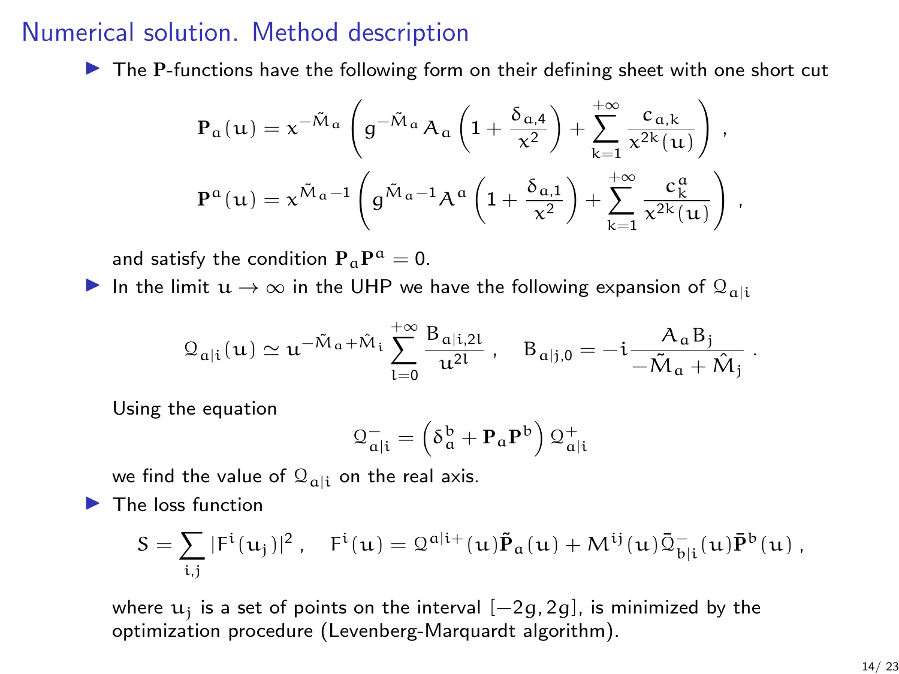# Numerical solution. Method description

- The $\mathbf{P}$-functions have the following form on their defining sheet with one short cut

$$\mathbf{P}_a(u) = x^{-\tilde{M}_a}\left(g^{-\tilde{M}_a}A_a\left(1+\frac{\delta_{a,4}}{x^2}\right)+\sum_{k=1}^{+\infty}\frac{c_{a,k}}{x^{2k}(u)}\right) ,$$

$$\mathbf{P}^a(u) = x^{\tilde{M}_a-1}\left(g^{\tilde{M}_a-1}A^a\left(1+\frac{\delta_{a,1}}{x^2}\right)+\sum_{k=1}^{+\infty}\frac{c^a_k}{x^{2k}(u)}\right) ,$$

  and satisfy the condition $\mathbf{P}_a\mathbf{P}^a = 0$.

- In the limit $u \to \infty$ in the UHP we have the following expansion of $\mathcal{Q}_{a|i}$

$$\mathcal{Q}_{a|i}(u) \simeq u^{-\tilde{M}_a+\hat{M}_i}\sum_{l=0}^{+\infty}\frac{B_{a|i,2l}}{u^{2l}} , \quad B_{a|j,0} = -i\frac{A_aB_j}{-\tilde{M}_a+\hat{M}_j} .$$

  Using the equation

$$\mathcal{Q}^-_{a|i} = \left(\delta^b_a + \mathbf{P}_a\mathbf{P}^b\right)\mathcal{Q}^+_{a|i}$$

  we find the value of $\mathcal{Q}_{a|i}$ on the real axis.

- The loss function

$$S = \sum_{i,j}|F^i(u_j)|^2 , \quad F^i(u) = \mathcal{Q}^{a|i+}(u)\tilde{\mathbf{P}}_a(u) + M^{ij}(u)\bar{\mathcal{Q}}^-_{b|i}(u)\bar{\mathbf{P}}^b(u) ,$$

  where $u_j$ is a set of points on the interval $[-2g, 2g]$, is minimized by the optimization procedure (Levenberg-Marquardt algorithm).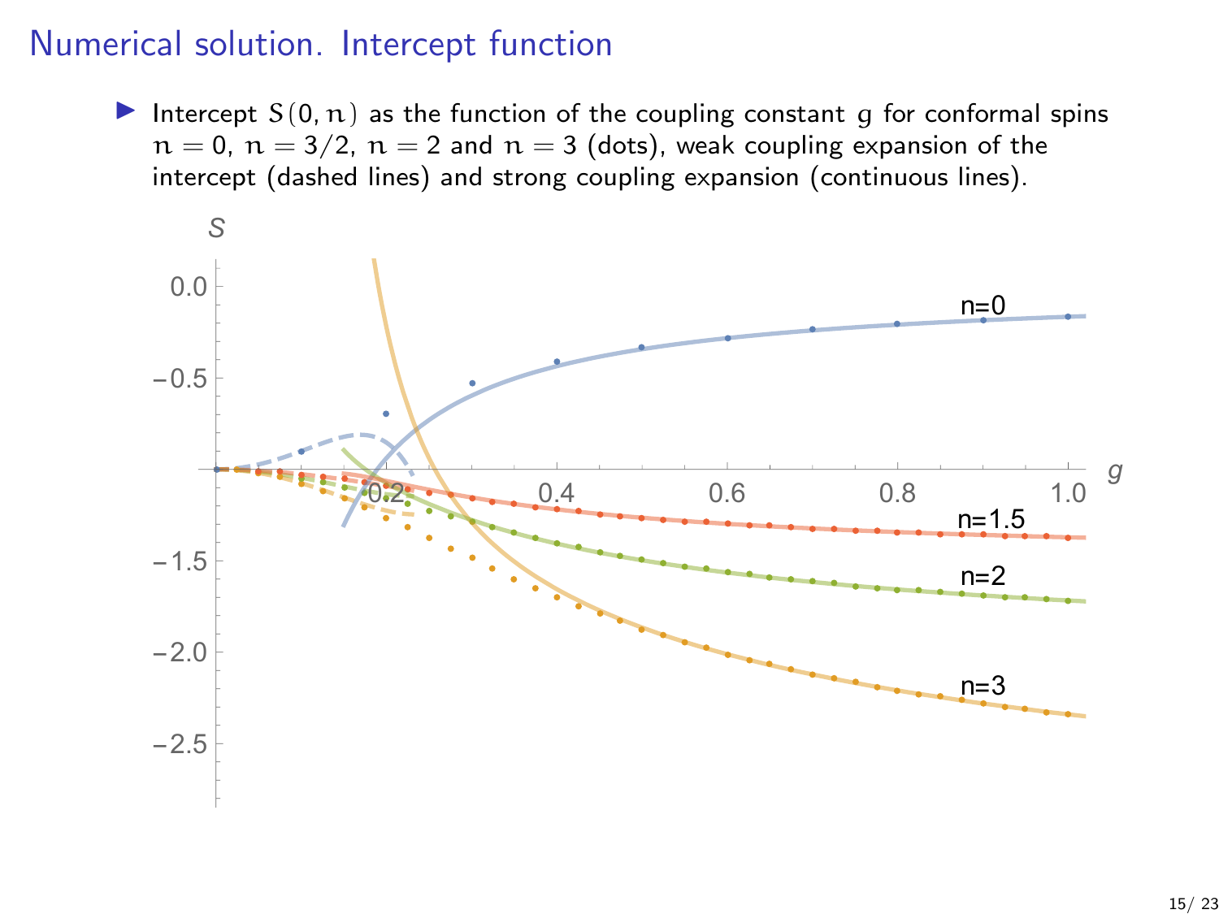# Numerical solution. Intercept function

- Intercept $S(0, n)$ as the function of the coupling constant $g$ for conformal spins $n = 0$, $n = 3/2$, $n = 2$ and $n = 3$ (dots), weak coupling expansion of the intercept (dashed lines) and strong coupling expansion (continuous lines).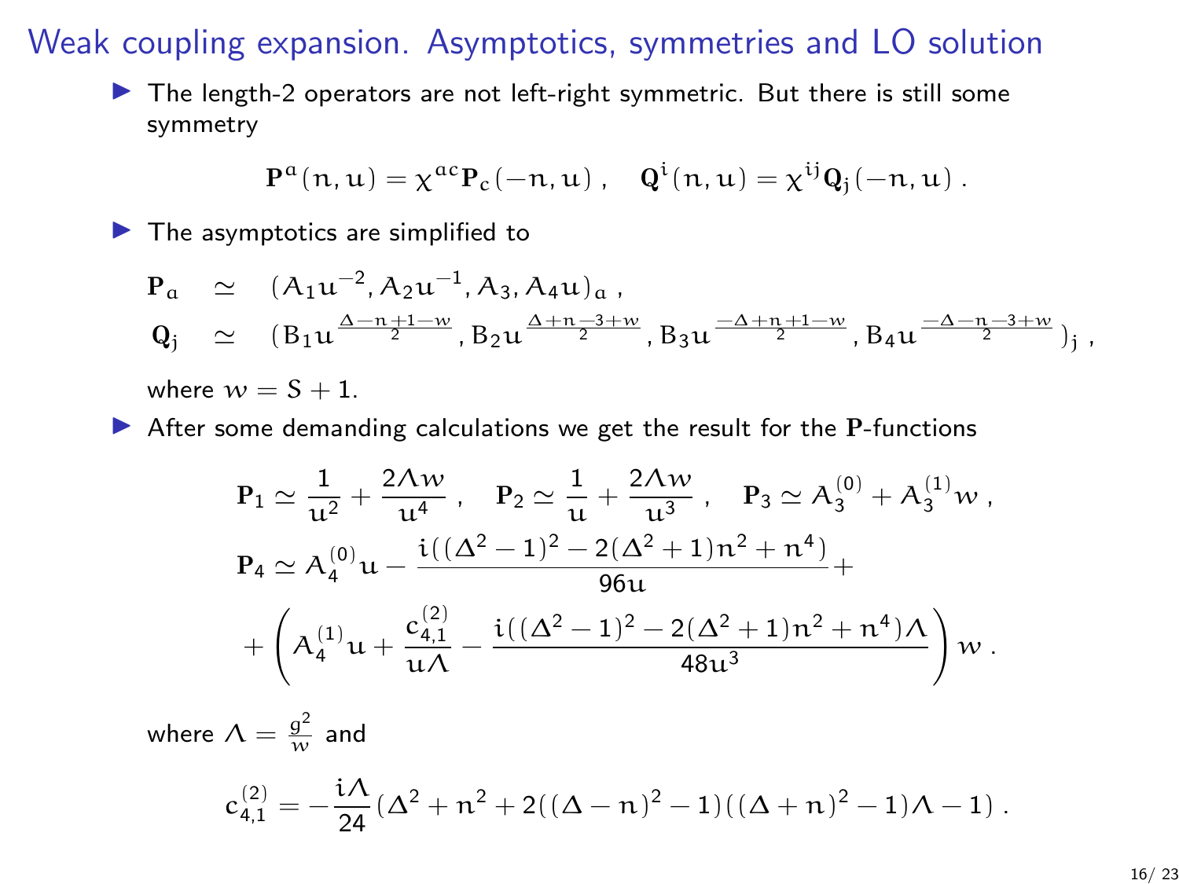# Weak coupling expansion. Asymptotics, symmetries and LO solution

- The length-2 operators are not left-right symmetric. But there is still some symmetry

$$\mathbf{P}^a(n,u) = \chi^{ac}\mathbf{P}_c(-n,u)\ , \quad \mathbf{Q}^i(n,u) = \chi^{ij}\mathbf{Q}_j(-n,u)\ .$$

- The asymptotics are simplified to

$$\begin{aligned}
\mathbf{P}_a &\simeq (A_1 u^{-2}, A_2 u^{-1}, A_3, A_4 u)_a\ , \\
\mathbf{Q}_j &\simeq (B_1 u^{\frac{\Delta-n+1-w}{2}}, B_2 u^{\frac{\Delta+n-3+w}{2}}, B_3 u^{\frac{-\Delta+n+1-w}{2}}, B_4 u^{\frac{-\Delta-n-3+w}{2}})_j\ ,
\end{aligned}$$

where $w = S + 1$.

- After some demanding calculations we get the result for the $\mathbf{P}$-functions

$$\mathbf{P}_1 \simeq \frac{1}{u^2} + \frac{2\Lambda w}{u^4}\ , \quad \mathbf{P}_2 \simeq \frac{1}{u} + \frac{2\Lambda w}{u^3}\ , \quad \mathbf{P}_3 \simeq A_3^{(0)} + A_3^{(1)} w\ ,$$

$$\begin{aligned}
\mathbf{P}_4 \simeq\ & A_4^{(0)} u - \frac{i((\Delta^2-1)^2 - 2(\Delta^2+1)n^2 + n^4)}{96u} + \\
& + \left(A_4^{(1)} u + \frac{c_{4,1}^{(2)}}{u\Lambda} - \frac{i((\Delta^2-1)^2 - 2(\Delta^2+1)n^2 + n^4)\Lambda}{48u^3}\right) w\ .
\end{aligned}$$

where $\Lambda = \frac{g^2}{w}$ and

$$c_{4,1}^{(2)} = -\frac{i\Lambda}{24}(\Delta^2 + n^2 + 2((\Delta-n)^2-1)((\Delta+n)^2-1)\Lambda - 1)\ .$$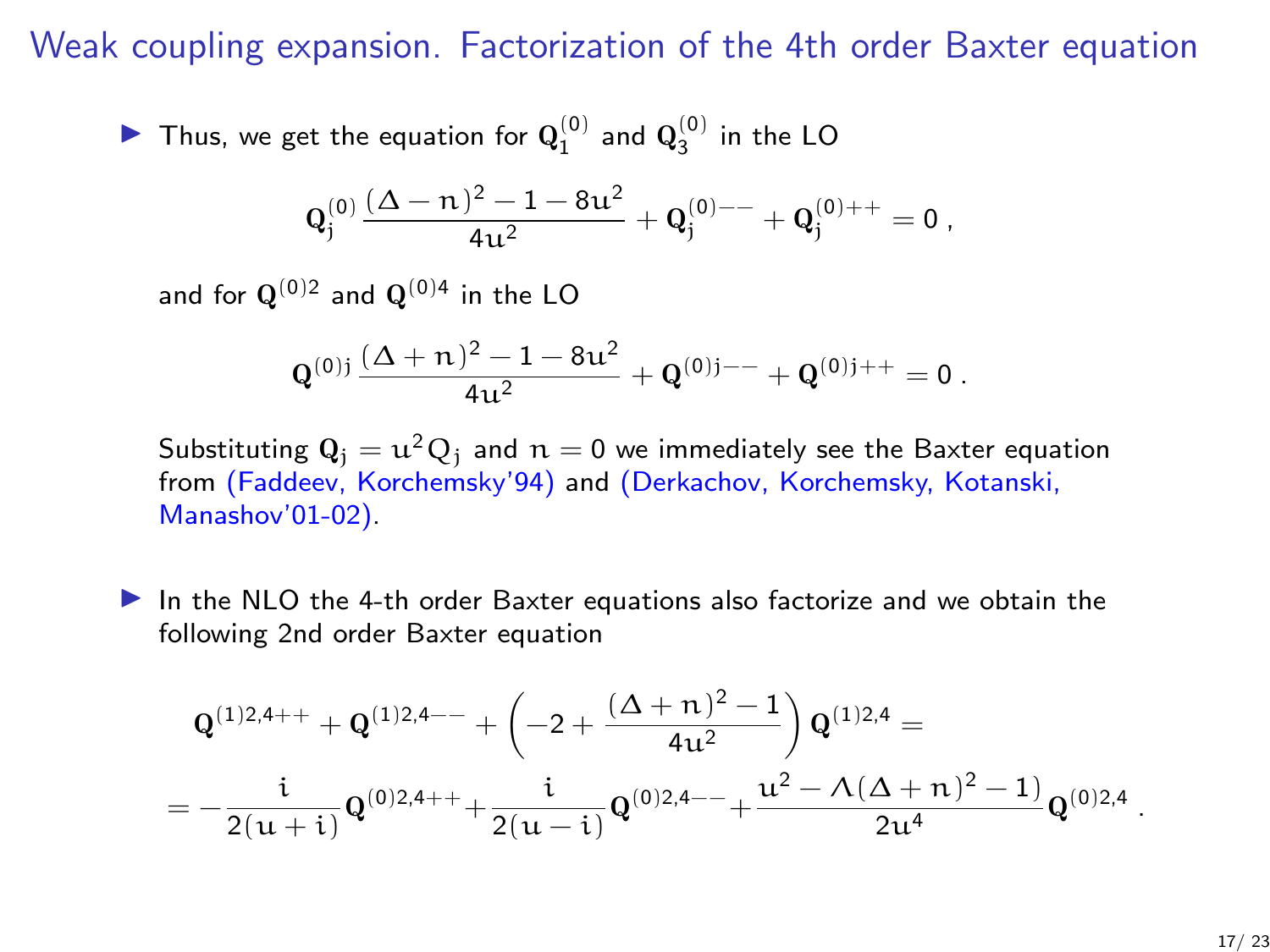# Weak coupling expansion. Factorization of the 4th order Baxter equation

- Thus, we get the equation for $\mathbf{Q}_1^{(0)}$ and $\mathbf{Q}_3^{(0)}$ in the LO

$$\mathbf{Q}_j^{(0)} \frac{(\Delta - n)^2 - 1 - 8u^2}{4u^2} + \mathbf{Q}_j^{(0)--} + \mathbf{Q}_j^{(0)++} = 0 \, ,$$

  and for $\mathbf{Q}^{(0)2}$ and $\mathbf{Q}^{(0)4}$ in the LO

$$\mathbf{Q}^{(0)j} \frac{(\Delta + n)^2 - 1 - 8u^2}{4u^2} + \mathbf{Q}^{(0)j--} + \mathbf{Q}^{(0)j++} = 0 \, .$$

  Substituting $\mathbf{Q}_j = u^2 Q_j$ and $n = 0$ we immediately see the Baxter equation from (Faddeev, Korchemsky'94) and (Derkachov, Korchemsky, Kotanski, Manashov'01-02).

- In the NLO the 4-th order Baxter equations also factorize and we obtain the following 2nd order Baxter equation

$$\mathbf{Q}^{(1)2,4++} + \mathbf{Q}^{(1)2,4--} + \left(-2 + \frac{(\Delta + n)^2 - 1}{4u^2}\right) \mathbf{Q}^{(1)2,4} =$$

$$= -\frac{i}{2(u+i)} \mathbf{Q}^{(0)2,4++} + \frac{i}{2(u-i)} \mathbf{Q}^{(0)2,4--} + \frac{u^2 - \Lambda(\Delta + n)^2 - 1)}{2u^4} \mathbf{Q}^{(0)2,4} \, .$$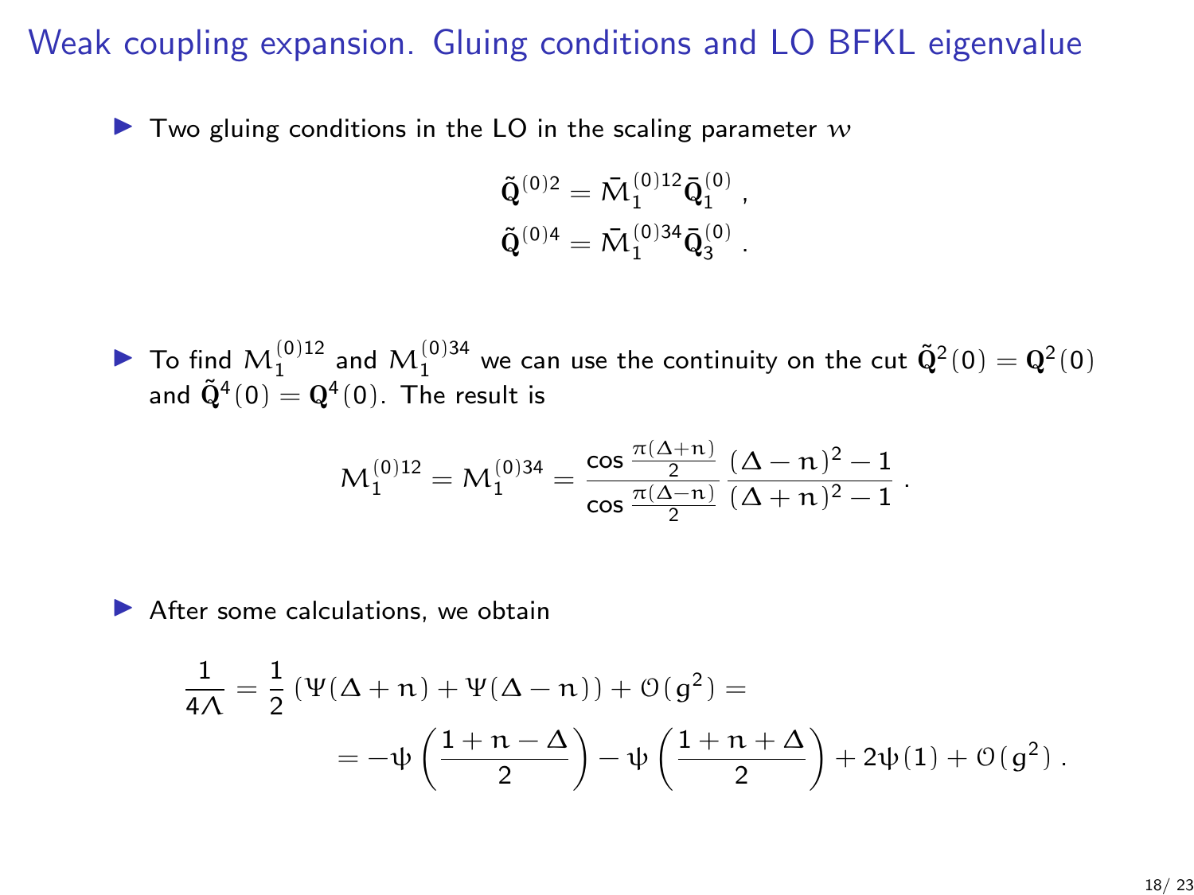# Weak coupling expansion. Gluing conditions and LO BFKL eigenvalue

- Two gluing conditions in the LO in the scaling parameter $w$

$$\tilde{\mathbf{Q}}^{(0)2} = \bar{\mathcal{M}}_1^{(0)12} \bar{\mathbf{Q}}_1^{(0)} \,,$$
$$\tilde{\mathbf{Q}}^{(0)4} = \bar{\mathcal{M}}_1^{(0)34} \bar{\mathbf{Q}}_3^{(0)} \,.$$

- To find $\mathcal{M}_1^{(0)12}$ and $\mathcal{M}_1^{(0)34}$ we can use the continuity on the cut $\tilde{\mathbf{Q}}^2(0) = \mathbf{Q}^2(0)$ and $\tilde{\mathbf{Q}}^4(0) = \mathbf{Q}^4(0)$. The result is

$$\mathcal{M}_1^{(0)12} = \mathcal{M}_1^{(0)34} = \frac{\cos \frac{\pi(\Delta+n)}{2}}{\cos \frac{\pi(\Delta-n)}{2}} \frac{(\Delta-n)^2-1}{(\Delta+n)^2-1} \,.$$

- After some calculations, we obtain

$$\frac{1}{4\Lambda} = \frac{1}{2}\left(\Psi(\Delta+n) + \Psi(\Delta-n)\right) + \mathcal{O}(g^2) =$$
$$= -\psi\left(\frac{1+n-\Delta}{2}\right) - \psi\left(\frac{1+n+\Delta}{2}\right) + 2\psi(1) + \mathcal{O}(g^2) \,.$$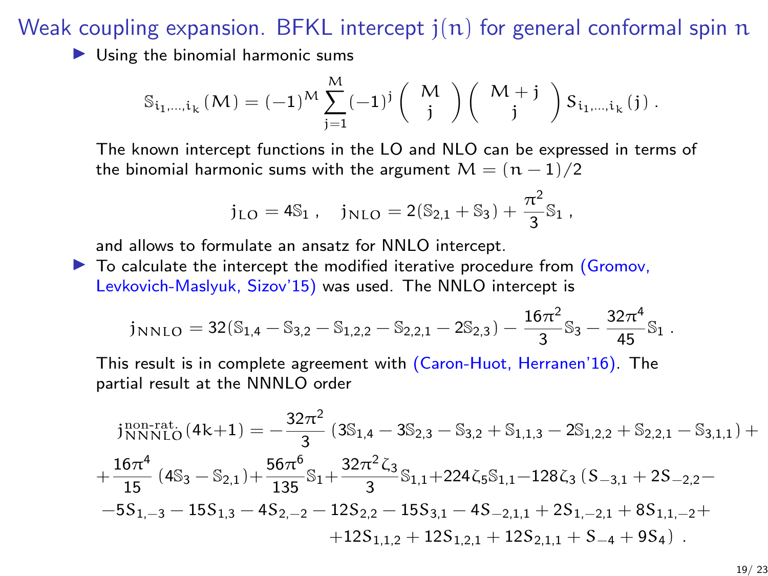# Weak coupling expansion. BFKL intercept $j(n)$ for general conformal spin $n$

- Using the binomial harmonic sums

$$\mathbb{S}_{i_1,\ldots,i_k}(M) = (-1)^M \sum_{j=1}^{M} (-1)^j \binom{M}{j} \binom{M+j}{j} S_{i_1,\ldots,i_k}(j) \,.$$

The known intercept functions in the LO and NLO can be expressed in terms of the binomial harmonic sums with the argument $M = (n-1)/2$

$$j_{\mathrm{LO}} = 4\mathbb{S}_1 \,, \quad j_{\mathrm{NLO}} = 2(\mathbb{S}_{2,1} + \mathbb{S}_3) + \frac{\pi^2}{3}\mathbb{S}_1 \,,$$

and allows to formulate an ansatz for NNLO intercept.

- To calculate the intercept the modified iterative procedure from (Gromov, Levkovich-Maslyuk, Sizov'15) was used. The NNLO intercept is

$$j_{\mathrm{NNLO}} = 32(\mathbb{S}_{1,4} - \mathbb{S}_{3,2} - \mathbb{S}_{1,2,2} - \mathbb{S}_{2,2,1} - 2\mathbb{S}_{2,3}) - \frac{16\pi^2}{3}\mathbb{S}_3 - \frac{32\pi^4}{45}\mathbb{S}_1 \,.$$

This result is in complete agreement with (Caron-Huot, Herranen'16). The partial result at the NNNLO order

$$\begin{aligned}
j^{\text{non-rat.}}_{\mathrm{NNNLO}}(4k{+}1) = &-\frac{32\pi^2}{3}\left(3\mathbb{S}_{1,4} - 3\mathbb{S}_{2,3} - \mathbb{S}_{3,2} + \mathbb{S}_{1,1,3} - 2\mathbb{S}_{1,2,2} + \mathbb{S}_{2,2,1} - \mathbb{S}_{3,1,1}\right) + \\
&+\frac{16\pi^4}{15}\left(4\mathbb{S}_3 - \mathbb{S}_{2,1}\right) + \frac{56\pi^6}{135}\mathbb{S}_1 + \frac{32\pi^2\zeta_3}{3}\mathbb{S}_{1,1} + 224\zeta_5\mathbb{S}_{1,1} - 128\zeta_3\left(S_{-3,1} + 2S_{-2,2} - \right. \\
&-5S_{1,-3} - 15S_{1,3} - 4S_{2,-2} - 12S_{2,2} - 15S_{3,1} - 4S_{-2,1,1} + 2S_{1,-2,1} + 8S_{1,1,-2} + \\
&\left. +12S_{1,1,2} + 12S_{1,2,1} + 12S_{2,1,1} + S_{-4} + 9S_4\right) \,.
\end{aligned}$$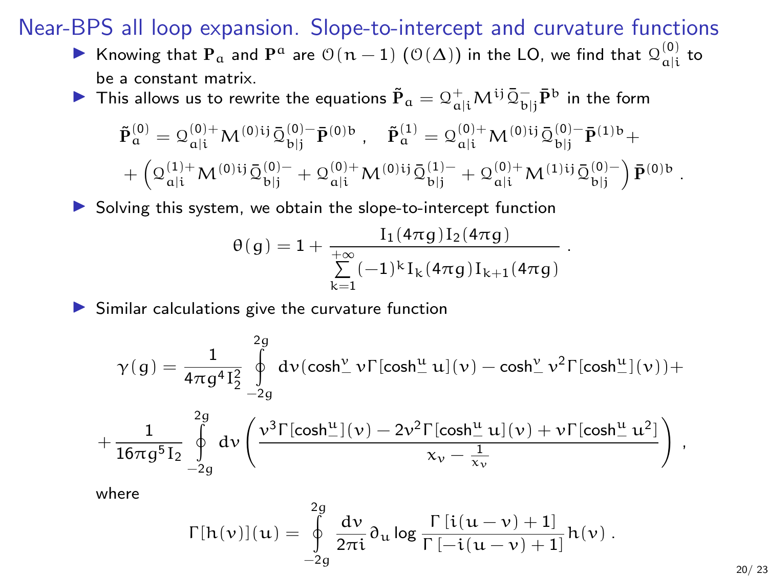## Near-BPS all loop expansion. Slope-to-intercept and curvature functions

- Knowing that $\mathbf{P}_a$ and $\mathbf{P}^a$ are $\mathcal{O}(n-1)$ ($\mathcal{O}(\Delta)$) in the LO, we find that $\mathcal{Q}^{(0)}_{a|i}$ to be a constant matrix.
- This allows us to rewrite the equations $\tilde{\mathbf{P}}_a = \mathcal{Q}^+_{a|i} M^{ij} \bar{\mathcal{Q}}^-_{b|j} \bar{\mathbf{P}}^b$ in the form

$$
\tilde{\mathbf{P}}^{(0)}_a = \mathcal{Q}^{(0)+}_{a|i} M^{(0)ij} \bar{\mathcal{Q}}^{(0)-}_{b|j} \bar{\mathbf{P}}^{(0)b}\,, \quad \tilde{\mathbf{P}}^{(1)}_a = \mathcal{Q}^{(0)+}_{a|i} M^{(0)ij} \bar{\mathcal{Q}}^{(0)-}_{b|j} \bar{\mathbf{P}}^{(1)b} +
$$

$$
+ \left( \mathcal{Q}^{(1)+}_{a|i} M^{(0)ij} \bar{\mathcal{Q}}^{(0)-}_{b|j} + \mathcal{Q}^{(0)+}_{a|i} M^{(0)ij} \bar{\mathcal{Q}}^{(1)-}_{b|j} + \mathcal{Q}^{(0)+}_{a|i} M^{(1)ij} \bar{\mathcal{Q}}^{(0)-}_{b|j} \right) \bar{\mathbf{P}}^{(0)b}\,.
$$

- Solving this system, we obtain the slope-to-intercept function

$$
\theta(g) = 1 + \frac{I_1(4\pi g) I_2(4\pi g)}{\sum\limits_{k=1}^{+\infty} (-1)^k I_k(4\pi g) I_{k+1}(4\pi g)}\,.
$$

- Similar calculations give the curvature function

$$
\gamma(g) = \frac{1}{4\pi g^4 I_2^2} \oint\limits_{-2g}^{2g} dv \left(\cosh^{v}_{-} v\, \Gamma[\cosh^{u}_{-} u](v) - \cosh^{v}_{-} v^2 \Gamma[\cosh^{u}_{-}](v)\right) +
$$

$$
+ \frac{1}{16\pi g^5 I_2} \oint\limits_{-2g}^{2g} dv \left( \frac{v^3 \Gamma[\cosh^{u}_{-}](v) - 2v^2 \Gamma[\cosh^{u}_{-} u](v) + v\Gamma[\cosh^{u}_{-} u^2]}{x_v - \frac{1}{x_v}} \right)\,,
$$

where

$$
\Gamma[h(v)](u) = \oint\limits_{-2g}^{2g} \frac{dv}{2\pi i} \partial_u \log \frac{\Gamma\left[i(u-v)+1\right]}{\Gamma\left[-i(u-v)+1\right]} h(v)\,.
$$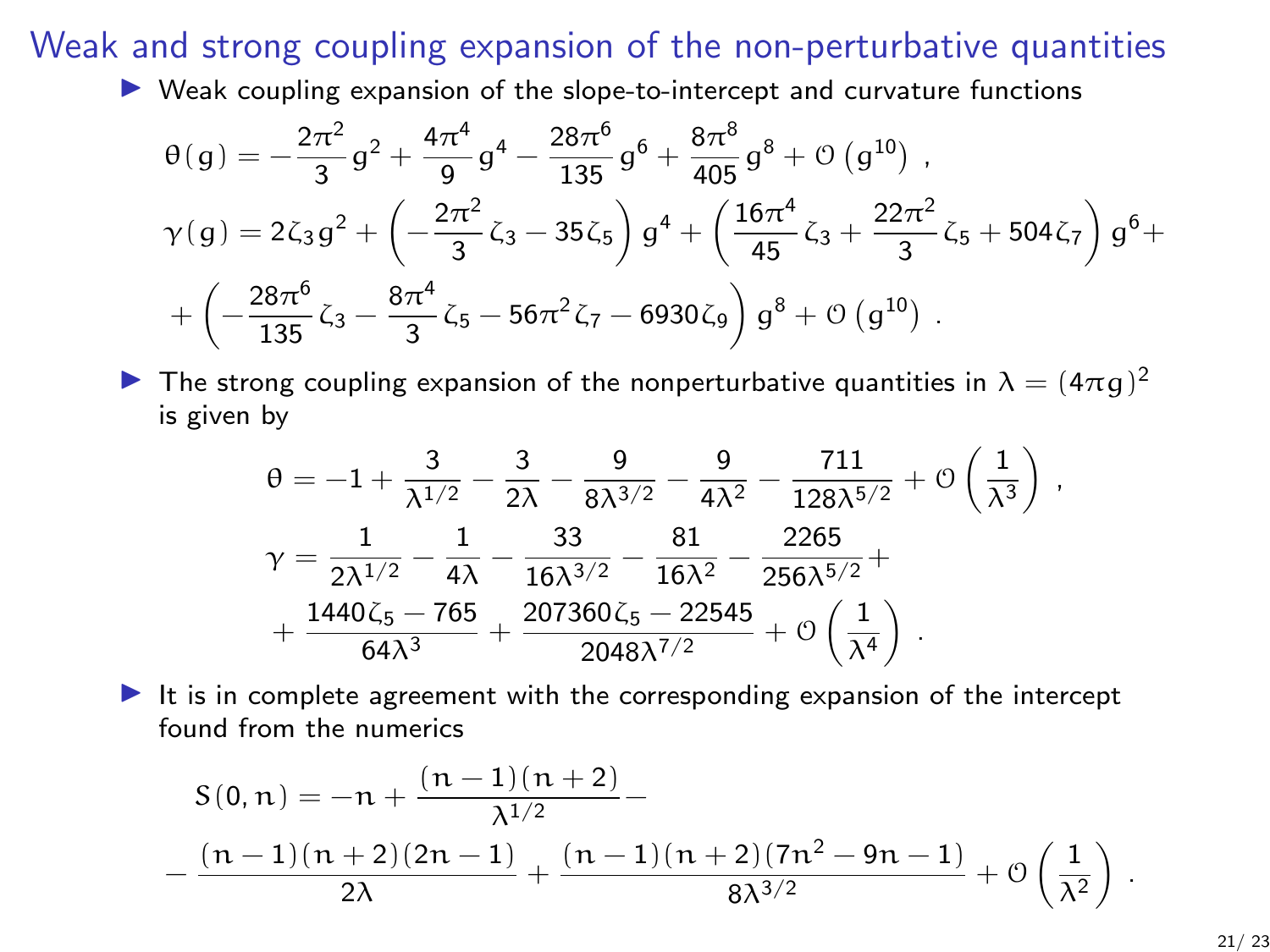# Weak and strong coupling expansion of the non-perturbative quantities

- Weak coupling expansion of the slope-to-intercept and curvature functions

$$
\theta(g) = -\frac{2\pi^2}{3}g^2 + \frac{4\pi^4}{9}g^4 - \frac{28\pi^6}{135}g^6 + \frac{8\pi^8}{405}g^8 + \mathcal{O}\left(g^{10}\right) \,,
$$

$$
\gamma(g) = 2\zeta_3 g^2 + \left(-\frac{2\pi^2}{3}\zeta_3 - 35\zeta_5\right)g^4 + \left(\frac{16\pi^4}{45}\zeta_3 + \frac{22\pi^2}{3}\zeta_5 + 504\zeta_7\right)g^6 +
$$

$$
+\left(-\frac{28\pi^6}{135}\zeta_3 - \frac{8\pi^4}{3}\zeta_5 - 56\pi^2\zeta_7 - 6930\zeta_9\right)g^8 + \mathcal{O}\left(g^{10}\right) \,.
$$

- The strong coupling expansion of the nonperturbative quantities in $\lambda = (4\pi g)^2$ is given by

$$
\theta = -1 + \frac{3}{\lambda^{1/2}} - \frac{3}{2\lambda} - \frac{9}{8\lambda^{3/2}} - \frac{9}{4\lambda^2} - \frac{711}{128\lambda^{5/2}} + \mathcal{O}\left(\frac{1}{\lambda^3}\right) \,,
$$

$$
\gamma = \frac{1}{2\lambda^{1/2}} - \frac{1}{4\lambda} - \frac{33}{16\lambda^{3/2}} - \frac{81}{16\lambda^2} - \frac{2265}{256\lambda^{5/2}} +
$$

$$
+ \frac{1440\zeta_5 - 765}{64\lambda^3} + \frac{207360\zeta_5 - 22545}{2048\lambda^{7/2}} + \mathcal{O}\left(\frac{1}{\lambda^4}\right) \,.
$$

- It is in complete agreement with the corresponding expansion of the intercept found from the numerics

$$
S(0,n) = -n + \frac{(n-1)(n+2)}{\lambda^{1/2}} -
$$

$$
-\frac{(n-1)(n+2)(2n-1)}{2\lambda} + \frac{(n-1)(n+2)(7n^2-9n-1)}{8\lambda^{3/2}} + \mathcal{O}\left(\frac{1}{\lambda^2}\right) \,.
$$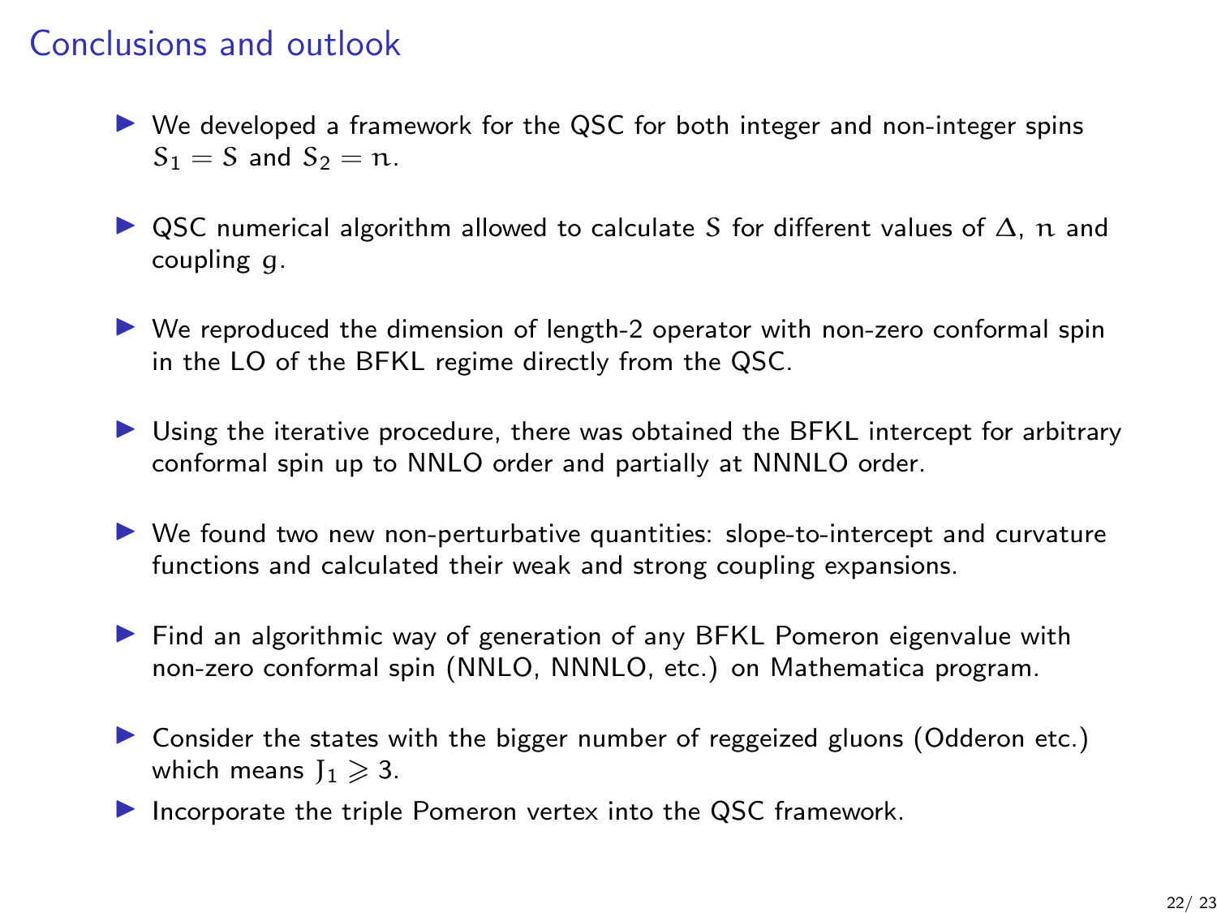# Conclusions and outlook

- We developed a framework for the QSC for both integer and non-integer spins $S_1 = S$ and $S_2 = n$.
- QSC numerical algorithm allowed to calculate $S$ for different values of $\Delta$, $n$ and coupling $g$.
- We reproduced the dimension of length-2 operator with non-zero conformal spin in the LO of the BFKL regime directly from the QSC.
- Using the iterative procedure, there was obtained the BFKL intercept for arbitrary conformal spin up to NNLO order and partially at NNNLO order.
- We found two new non-perturbative quantities: slope-to-intercept and curvature functions and calculated their weak and strong coupling expansions.
- Find an algorithmic way of generation of any BFKL Pomeron eigenvalue with non-zero conformal spin (NNLO, NNNLO, etc.) on Mathematica program.
- Consider the states with the bigger number of reggeized gluons (Odderon etc.) which means $J_1 \geqslant 3$.
- Incorporate the triple Pomeron vertex into the QSC framework.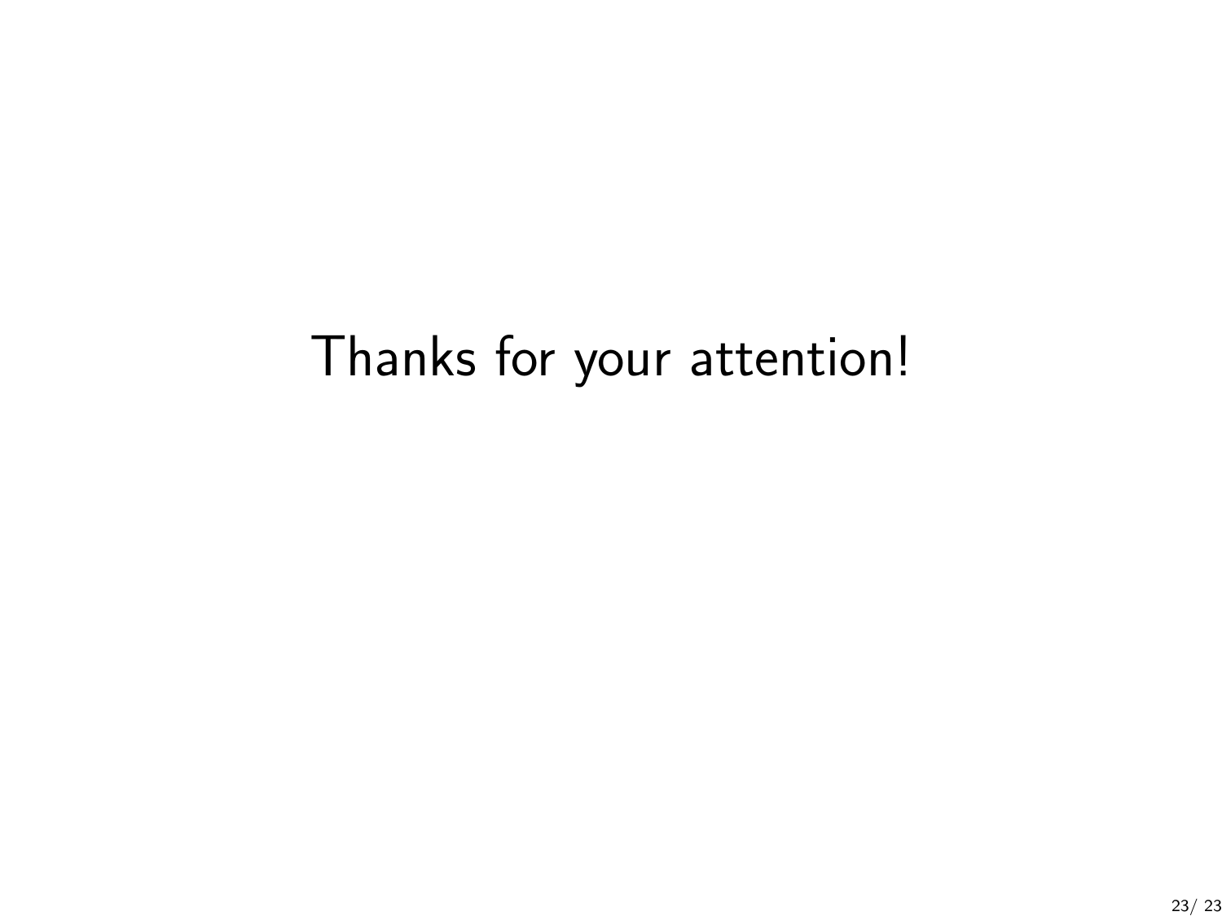Thanks for your attention!